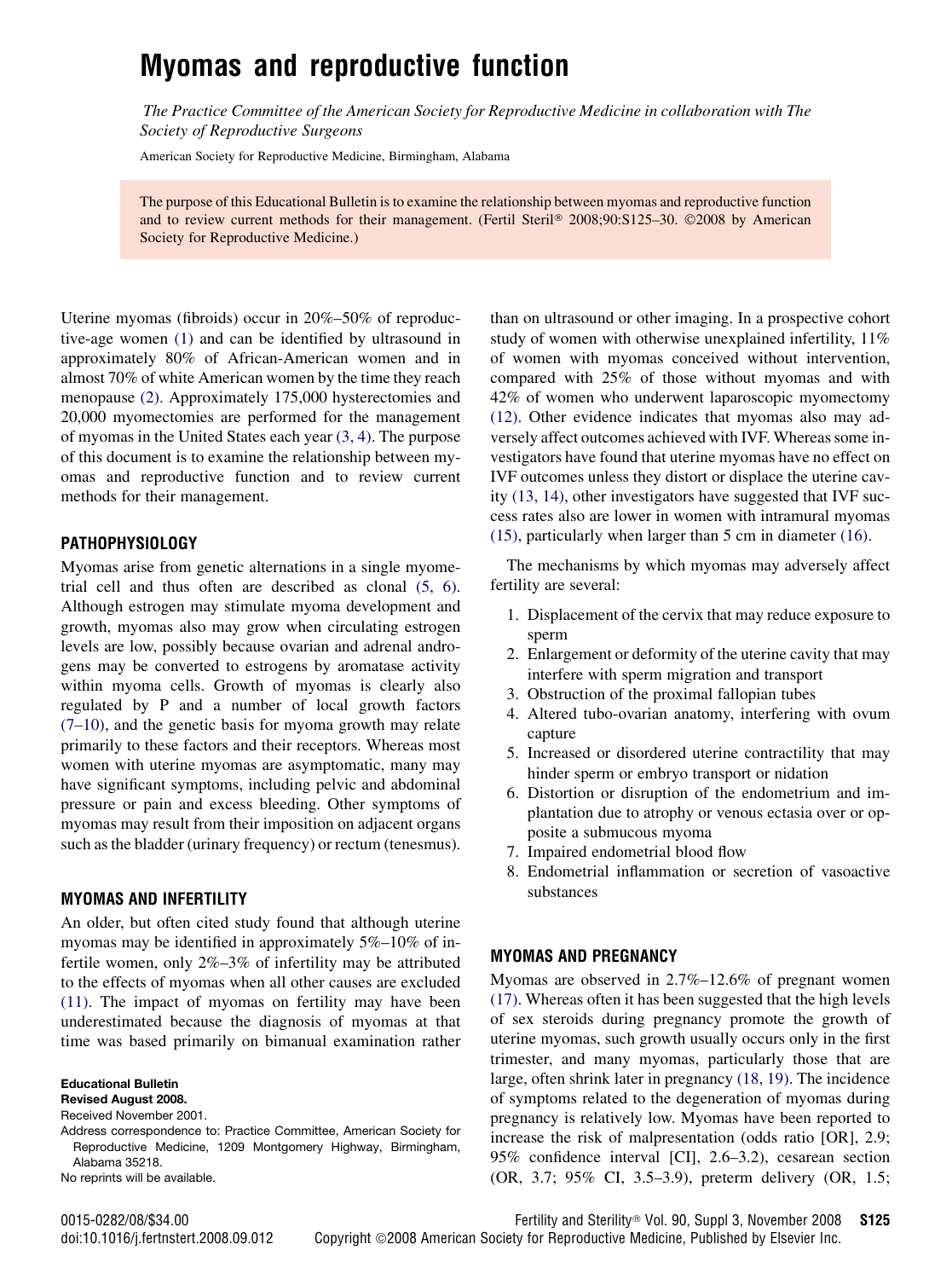# Myomas and reproductive function

*The Practice Committee of the American Society for Reproductive Medicine in collaboration with The Society of Reproductive Surgeons*

American Society for Reproductive Medicine, Birmingham, Alabama

The purpose of this Educational Bulletin is to examine the relationship between myomas and reproductive function and to review current methods for their management. (Fertil Steril® 2008;90:S125–30. ©2008 by American Society for Reproductive Medicine.)

Uterine myomas (fibroids) occur in 20%–50% of reproductive-age women (1) and can be identified by ultrasound in approximately 80% of African-American women and in almost 70% of white American women by the time they reach menopause (2). Approximately 175,000 hysterectomies and 20,000 myomectomies are performed for the management of myomas in the United States each year (3, 4). The purpose of this document is to examine the relationship between myomas and reproductive function and to review current methods for their management.

## PATHOPHYSIOLOGY

Myomas arise from genetic alternations in a single myometrial cell and thus often are described as clonal (5, 6). Although estrogen may stimulate myoma development and growth, myomas also may grow when circulating estrogen levels are low, possibly because ovarian and adrenal androgens may be converted to estrogens by aromatase activity within myoma cells. Growth of myomas is clearly also regulated by P and a number of local growth factors (7–10), and the genetic basis for myoma growth may relate primarily to these factors and their receptors. Whereas most women with uterine myomas are asymptomatic, many may have significant symptoms, including pelvic and abdominal pressure or pain and excess bleeding. Other symptoms of myomas may result from their imposition on adjacent organs such as the bladder (urinary frequency) or rectum (tenesmus).

## MYOMAS AND INFERTILITY

An older, but often cited study found that although uterine myomas may be identified in approximately 5%–10% of infertile women, only 2%–3% of infertility may be attributed to the effects of myomas when all other causes are excluded (11). The impact of myomas on fertility may have been underestimated because the diagnosis of myomas at that time was based primarily on bimanual examination rather than on ultrasound or other imaging. In a prospective cohort study of women with otherwise unexplained infertility, 11% of women with myomas conceived without intervention, compared with 25% of those without myomas and with 42% of women who underwent laparoscopic myomectomy (12). Other evidence indicates that myomas also may adversely affect outcomes achieved with IVF. Whereas some investigators have found that uterine myomas have no effect on IVF outcomes unless they distort or displace the uterine cavity (13, 14), other investigators have suggested that IVF success rates also are lower in women with intramural myomas (15), particularly when larger than 5 cm in diameter (16).

The mechanisms by which myomas may adversely affect fertility are several:

1. Displacement of the cervix that may reduce exposure to sperm
2. Enlargement or deformity of the uterine cavity that may interfere with sperm migration and transport
3. Obstruction of the proximal fallopian tubes
4. Altered tubo-ovarian anatomy, interfering with ovum capture
5. Increased or disordered uterine contractility that may hinder sperm or embryo transport or nidation
6. Distortion or disruption of the endometrium and implantation due to atrophy or venous ectasia over or opposite a submucous myoma
7. Impaired endometrial blood flow
8. Endometrial inflammation or secretion of vasoactive substances

## MYOMAS AND PREGNANCY

Myomas are observed in 2.7%–12.6% of pregnant women (17). Whereas often it has been suggested that the high levels of sex steroids during pregnancy promote the growth of uterine myomas, such growth usually occurs only in the first trimester, and many myomas, particularly those that are large, often shrink later in pregnancy (18, 19). The incidence of symptoms related to the degeneration of myomas during pregnancy is relatively low. Myomas have been reported to increase the risk of malpresentation (odds ratio [OR], 2.9; 95% confidence interval [CI], 2.6–3.2), cesarean section (OR, 3.7; 95% CI, 3.5–3.9), preterm delivery (OR, 1.5;

**Educational Bulletin**
**Revised August 2008.**
Received November 2001.
Address correspondence to: Practice Committee, American Society for Reproductive Medicine, 1209 Montgomery Highway, Birmingham, Alabama 35218.
No reprints will be available.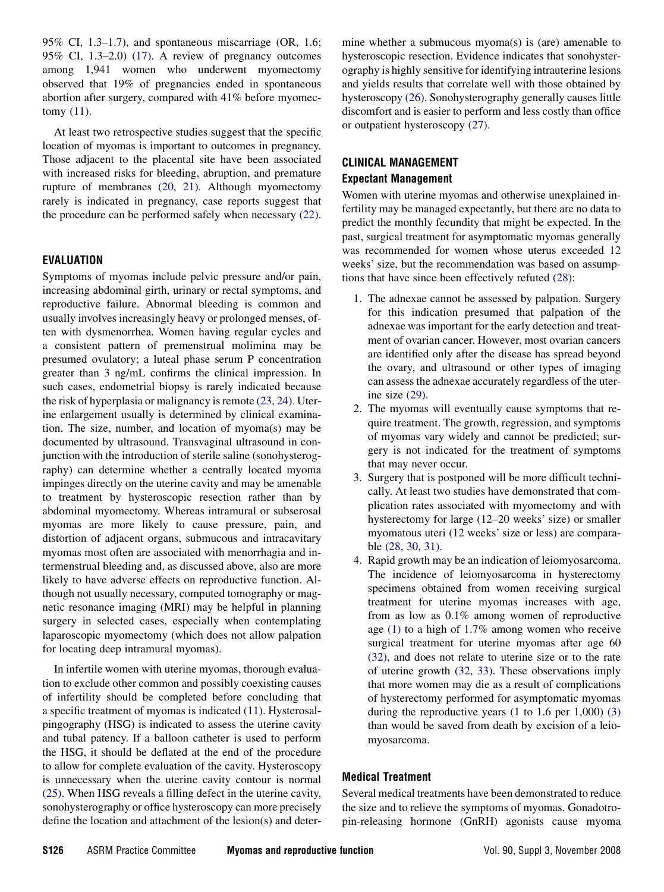95% CI, 1.3–1.7), and spontaneous miscarriage (OR, 1.6; 95% CI, 1.3–2.0) (17). A review of pregnancy outcomes among 1,941 women who underwent myomectomy observed that 19% of pregnancies ended in spontaneous abortion after surgery, compared with 41% before myomectomy (11).

At least two retrospective studies suggest that the specific location of myomas is important to outcomes in pregnancy. Those adjacent to the placental site have been associated with increased risks for bleeding, abruption, and premature rupture of membranes (20, 21). Although myomectomy rarely is indicated in pregnancy, case reports suggest that the procedure can be performed safely when necessary (22).

## EVALUATION

Symptoms of myomas include pelvic pressure and/or pain, increasing abdominal girth, urinary or rectal symptoms, and reproductive failure. Abnormal bleeding is common and usually involves increasingly heavy or prolonged menses, often with dysmenorrhea. Women having regular cycles and a consistent pattern of premenstrual molimina may be presumed ovulatory; a luteal phase serum P concentration greater than 3 ng/mL confirms the clinical impression. In such cases, endometrial biopsy is rarely indicated because the risk of hyperplasia or malignancy is remote (23, 24). Uterine enlargement usually is determined by clinical examination. The size, number, and location of myoma(s) may be documented by ultrasound. Transvaginal ultrasound in conjunction with the introduction of sterile saline (sonohysterography) can determine whether a centrally located myoma impinges directly on the uterine cavity and may be amenable to treatment by hysteroscopic resection rather than by abdominal myomectomy. Whereas intramural or subserosal myomas are more likely to cause pressure, pain, and distortion of adjacent organs, submucous and intracavitary myomas most often are associated with menorrhagia and intermenstrual bleeding and, as discussed above, also are more likely to have adverse effects on reproductive function. Although not usually necessary, computed tomography or magnetic resonance imaging (MRI) may be helpful in planning surgery in selected cases, especially when contemplating laparoscopic myomectomy (which does not allow palpation for locating deep intramural myomas).

In infertile women with uterine myomas, thorough evaluation to exclude other common and possibly coexisting causes of infertility should be completed before concluding that a specific treatment of myomas is indicated (11). Hysterosalpingography (HSG) is indicated to assess the uterine cavity and tubal patency. If a balloon catheter is used to perform the HSG, it should be deflated at the end of the procedure to allow for complete evaluation of the cavity. Hysteroscopy is unnecessary when the uterine cavity contour is normal (25). When HSG reveals a filling defect in the uterine cavity, sonohysterography or office hysteroscopy can more precisely define the location and attachment of the lesion(s) and determine whether a submucous myoma(s) is (are) amenable to hysteroscopic resection. Evidence indicates that sonohysterography is highly sensitive for identifying intrauterine lesions and yields results that correlate well with those obtained by hysteroscopy (26). Sonohysterography generally causes little discomfort and is easier to perform and less costly than office or outpatient hysteroscopy (27).

## CLINICAL MANAGEMENT

### Expectant Management

Women with uterine myomas and otherwise unexplained infertility may be managed expectantly, but there are no data to predict the monthly fecundity that might be expected. In the past, surgical treatment for asymptomatic myomas generally was recommended for women whose uterus exceeded 12 weeks' size, but the recommendation was based on assumptions that have since been effectively refuted (28):

1. The adnexae cannot be assessed by palpation. Surgery for this indication presumed that palpation of the adnexae was important for the early detection and treatment of ovarian cancer. However, most ovarian cancers are identified only after the disease has spread beyond the ovary, and ultrasound or other types of imaging can assess the adnexae accurately regardless of the uterine size (29).
2. The myomas will eventually cause symptoms that require treatment. The growth, regression, and symptoms of myomas vary widely and cannot be predicted; surgery is not indicated for the treatment of symptoms that may never occur.
3. Surgery that is postponed will be more difficult technically. At least two studies have demonstrated that complication rates associated with myomectomy and with hysterectomy for large (12–20 weeks' size) or smaller myomatous uteri (12 weeks' size or less) are comparable (28, 30, 31).
4. Rapid growth may be an indication of leiomyosarcoma. The incidence of leiomyosarcoma in hysterectomy specimens obtained from women receiving surgical treatment for uterine myomas increases with age, from as low as 0.1% among women of reproductive age (1) to a high of 1.7% among women who receive surgical treatment for uterine myomas after age 60 (32), and does not relate to uterine size or to the rate of uterine growth (32, 33). These observations imply that more women may die as a result of complications of hysterectomy performed for asymptomatic myomas during the reproductive years (1 to 1.6 per 1,000) (3) than would be saved from death by excision of a leiomyosarcoma.

### Medical Treatment

Several medical treatments have been demonstrated to reduce the size and to relieve the symptoms of myomas. Gonadotropin-releasing hormone (GnRH) agonists cause myoma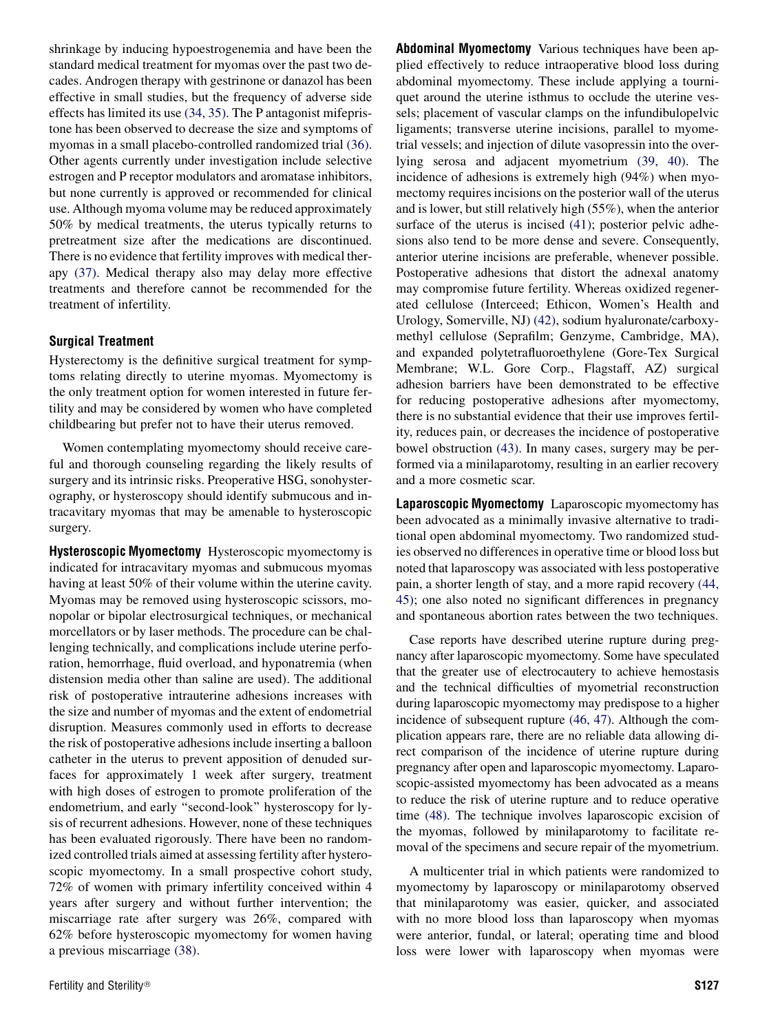shrinkage by inducing hypoestrogenemia and have been the standard medical treatment for myomas over the past two decades. Androgen therapy with gestrinone or danazol has been effective in small studies, but the frequency of adverse side effects has limited its use (34, 35). The P antagonist mifepristone has been observed to decrease the size and symptoms of myomas in a small placebo-controlled randomized trial (36). Other agents currently under investigation include selective estrogen and P receptor modulators and aromatase inhibitors, but none currently is approved or recommended for clinical use. Although myoma volume may be reduced approximately 50% by medical treatments, the uterus typically returns to pretreatment size after the medications are discontinued. There is no evidence that fertility improves with medical therapy (37). Medical therapy also may delay more effective treatments and therefore cannot be recommended for the treatment of infertility.

### Surgical Treatment

Hysterectomy is the definitive surgical treatment for symptoms relating directly to uterine myomas. Myomectomy is the only treatment option for women interested in future fertility and may be considered by women who have completed childbearing but prefer not to have their uterus removed.

Women contemplating myomectomy should receive careful and thorough counseling regarding the likely results of surgery and its intrinsic risks. Preoperative HSG, sonohysterography, or hysteroscopy should identify submucous and intracavitary myomas that may be amenable to hysteroscopic surgery.

**Hysteroscopic Myomectomy** Hysteroscopic myomectomy is indicated for intracavitary myomas and submucous myomas having at least 50% of their volume within the uterine cavity. Myomas may be removed using hysteroscopic scissors, monopolar or bipolar electrosurgical techniques, or mechanical morcellators or by laser methods. The procedure can be challenging technically, and complications include uterine perforation, hemorrhage, fluid overload, and hyponatremia (when distension media other than saline are used). The additional risk of postoperative intrauterine adhesions increases with the size and number of myomas and the extent of endometrial disruption. Measures commonly used in efforts to decrease the risk of postoperative adhesions include inserting a balloon catheter in the uterus to prevent apposition of denuded surfaces for approximately 1 week after surgery, treatment with high doses of estrogen to promote proliferation of the endometrium, and early "second-look" hysteroscopy for lysis of recurrent adhesions. However, none of these techniques has been evaluated rigorously. There have been no randomized controlled trials aimed at assessing fertility after hysteroscopic myomectomy. In a small prospective cohort study, 72% of women with primary infertility conceived within 4 years after surgery and without further intervention; the miscarriage rate after surgery was 26%, compared with 62% before hysteroscopic myomectomy for women having a previous miscarriage (38).

**Abdominal Myomectomy** Various techniques have been applied effectively to reduce intraoperative blood loss during abdominal myomectomy. These include applying a tourniquet around the uterine isthmus to occlude the uterine vessels; placement of vascular clamps on the infundibulopelvic ligaments; transverse uterine incisions, parallel to myometrial vessels; and injection of dilute vasopressin into the overlying serosa and adjacent myometrium (39, 40). The incidence of adhesions is extremely high (94%) when myomectomy requires incisions on the posterior wall of the uterus and is lower, but still relatively high (55%), when the anterior surface of the uterus is incised (41); posterior pelvic adhesions also tend to be more dense and severe. Consequently, anterior uterine incisions are preferable, whenever possible. Postoperative adhesions that distort the adnexal anatomy may compromise future fertility. Whereas oxidized regenerated cellulose (Interceed; Ethicon, Women's Health and Urology, Somerville, NJ) (42), sodium hyaluronate/carboxymethyl cellulose (Seprafilm; Genzyme, Cambridge, MA), and expanded polytetrafluoroethylene (Gore-Tex Surgical Membrane; W.L. Gore Corp., Flagstaff, AZ) surgical adhesion barriers have been demonstrated to be effective for reducing postoperative adhesions after myomectomy, there is no substantial evidence that their use improves fertility, reduces pain, or decreases the incidence of postoperative bowel obstruction (43). In many cases, surgery may be performed via a minilaparotomy, resulting in an earlier recovery and a more cosmetic scar.

**Laparoscopic Myomectomy** Laparoscopic myomectomy has been advocated as a minimally invasive alternative to traditional open abdominal myomectomy. Two randomized studies observed no differences in operative time or blood loss but noted that laparoscopy was associated with less postoperative pain, a shorter length of stay, and a more rapid recovery (44, 45); one also noted no significant differences in pregnancy and spontaneous abortion rates between the two techniques.

Case reports have described uterine rupture during pregnancy after laparoscopic myomectomy. Some have speculated that the greater use of electrocautery to achieve hemostasis and the technical difficulties of myometrial reconstruction during laparoscopic myomectomy may predispose to a higher incidence of subsequent rupture (46, 47). Although the complication appears rare, there are no reliable data allowing direct comparison of the incidence of uterine rupture during pregnancy after open and laparoscopic myomectomy. Laparoscopic-assisted myomectomy has been advocated as a means to reduce the risk of uterine rupture and to reduce operative time (48). The technique involves laparoscopic excision of the myomas, followed by minilaparotomy to facilitate removal of the specimens and secure repair of the myometrium.

A multicenter trial in which patients were randomized to myomectomy by laparoscopy or minilaparotomy observed that minilaparotomy was easier, quicker, and associated with no more blood loss than laparoscopy when myomas were anterior, fundal, or lateral; operating time and blood loss were lower with laparoscopy when myomas were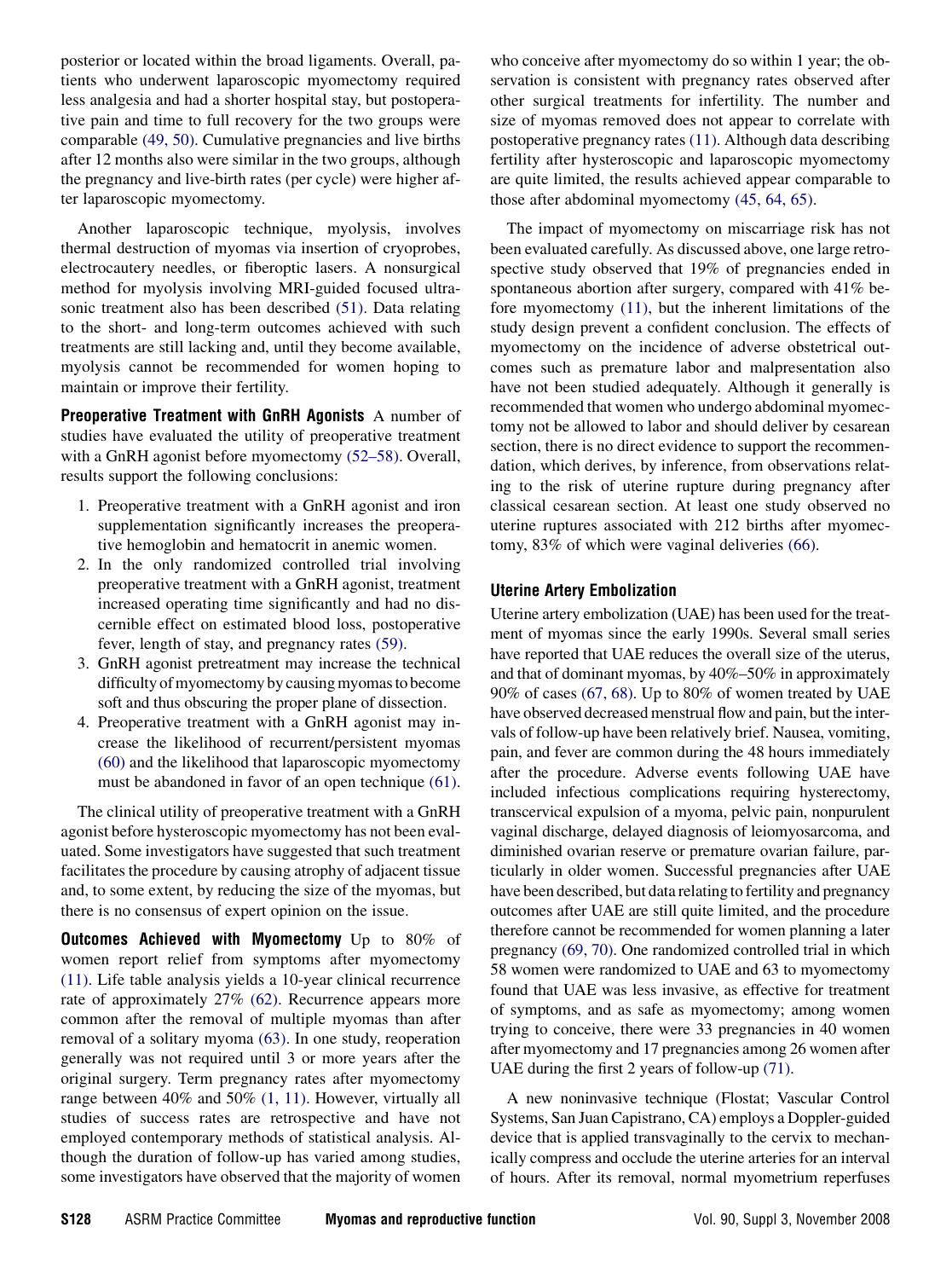posterior or located within the broad ligaments. Overall, patients who underwent laparoscopic myomectomy required less analgesia and had a shorter hospital stay, but postoperative pain and time to full recovery for the two groups were comparable (49, 50). Cumulative pregnancies and live births after 12 months also were similar in the two groups, although the pregnancy and live-birth rates (per cycle) were higher after laparoscopic myomectomy.

Another laparoscopic technique, myolysis, involves thermal destruction of myomas via insertion of cryoprobes, electrocautery needles, or fiberoptic lasers. A nonsurgical method for myolysis involving MRI-guided focused ultrasonic treatment also has been described (51). Data relating to the short- and long-term outcomes achieved with such treatments are still lacking and, until they become available, myolysis cannot be recommended for women hoping to maintain or improve their fertility.

**Preoperative Treatment with GnRH Agonists** A number of studies have evaluated the utility of preoperative treatment with a GnRH agonist before myomectomy (52–58). Overall, results support the following conclusions:

1. Preoperative treatment with a GnRH agonist and iron supplementation significantly increases the preoperative hemoglobin and hematocrit in anemic women.
2. In the only randomized controlled trial involving preoperative treatment with a GnRH agonist, treatment increased operating time significantly and had no discernible effect on estimated blood loss, postoperative fever, length of stay, and pregnancy rates (59).
3. GnRH agonist pretreatment may increase the technical difficulty of myomectomy by causing myomas to become soft and thus obscuring the proper plane of dissection.
4. Preoperative treatment with a GnRH agonist may increase the likelihood of recurrent/persistent myomas (60) and the likelihood that laparoscopic myomectomy must be abandoned in favor of an open technique (61).

The clinical utility of preoperative treatment with a GnRH agonist before hysteroscopic myomectomy has not been evaluated. Some investigators have suggested that such treatment facilitates the procedure by causing atrophy of adjacent tissue and, to some extent, by reducing the size of the myomas, but there is no consensus of expert opinion on the issue.

**Outcomes Achieved with Myomectomy** Up to 80% of women report relief from symptoms after myomectomy (11). Life table analysis yields a 10-year clinical recurrence rate of approximately 27% (62). Recurrence appears more common after the removal of multiple myomas than after removal of a solitary myoma (63). In one study, reoperation generally was not required until 3 or more years after the original surgery. Term pregnancy rates after myomectomy range between 40% and 50% (1, 11). However, virtually all studies of success rates are retrospective and have not employed contemporary methods of statistical analysis. Although the duration of follow-up has varied among studies, some investigators have observed that the majority of women who conceive after myomectomy do so within 1 year; the observation is consistent with pregnancy rates observed after other surgical treatments for infertility. The number and size of myomas removed does not appear to correlate with postoperative pregnancy rates (11). Although data describing fertility after hysteroscopic and laparoscopic myomectomy are quite limited, the results achieved appear comparable to those after abdominal myomectomy (45, 64, 65).

The impact of myomectomy on miscarriage risk has not been evaluated carefully. As discussed above, one large retrospective study observed that 19% of pregnancies ended in spontaneous abortion after surgery, compared with 41% before myomectomy (11), but the inherent limitations of the study design prevent a confident conclusion. The effects of myomectomy on the incidence of adverse obstetrical outcomes such as premature labor and malpresentation also have not been studied adequately. Although it generally is recommended that women who undergo abdominal myomectomy not be allowed to labor and should deliver by cesarean section, there is no direct evidence to support the recommendation, which derives, by inference, from observations relating to the risk of uterine rupture during pregnancy after classical cesarean section. At least one study observed no uterine ruptures associated with 212 births after myomectomy, 83% of which were vaginal deliveries (66).

### Uterine Artery Embolization

Uterine artery embolization (UAE) has been used for the treatment of myomas since the early 1990s. Several small series have reported that UAE reduces the overall size of the uterus, and that of dominant myomas, by 40%–50% in approximately 90% of cases (67, 68). Up to 80% of women treated by UAE have observed decreased menstrual flow and pain, but the intervals of follow-up have been relatively brief. Nausea, vomiting, pain, and fever are common during the 48 hours immediately after the procedure. Adverse events following UAE have included infectious complications requiring hysterectomy, transcervical expulsion of a myoma, pelvic pain, nonpurulent vaginal discharge, delayed diagnosis of leiomyosarcoma, and diminished ovarian reserve or premature ovarian failure, particularly in older women. Successful pregnancies after UAE have been described, but data relating to fertility and pregnancy outcomes after UAE are still quite limited, and the procedure therefore cannot be recommended for women planning a later pregnancy (69, 70). One randomized controlled trial in which 58 women were randomized to UAE and 63 to myomectomy found that UAE was less invasive, as effective for treatment of symptoms, and as safe as myomectomy; among women trying to conceive, there were 33 pregnancies in 40 women after myomectomy and 17 pregnancies among 26 women after UAE during the first 2 years of follow-up (71).

A new noninvasive technique (Flostat; Vascular Control Systems, San Juan Capistrano, CA) employs a Doppler-guided device that is applied transvaginally to the cervix to mechanically compress and occlude the uterine arteries for an interval of hours. After its removal, normal myometrium reperfuses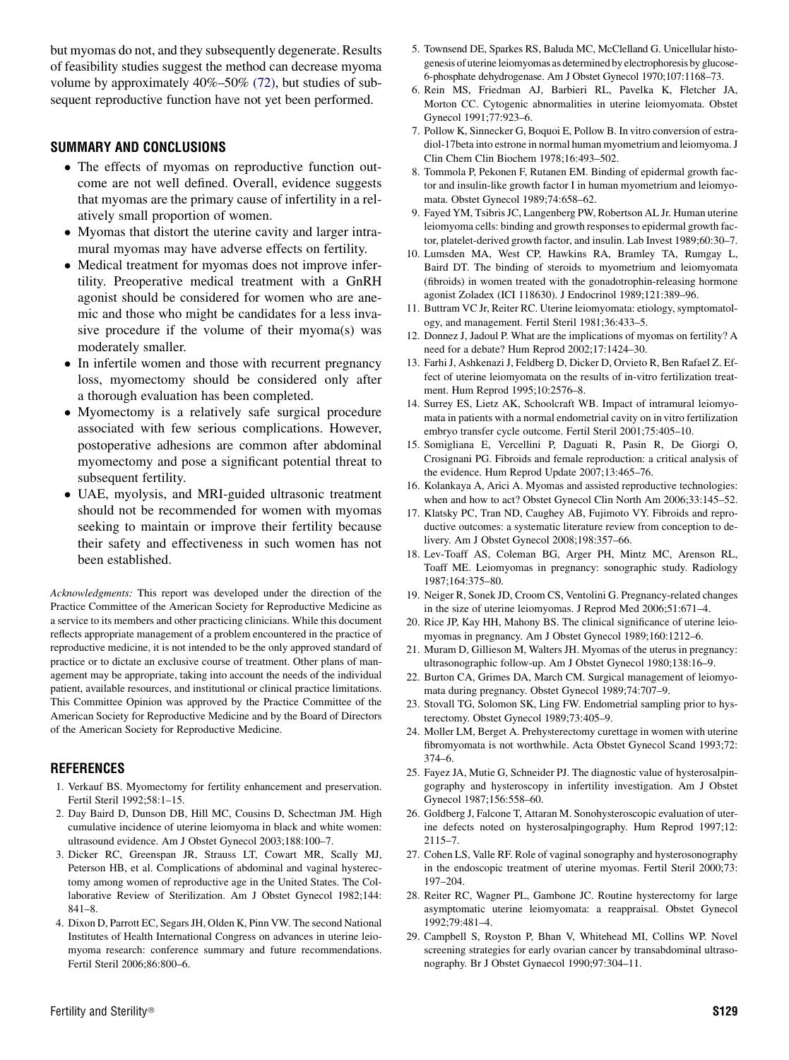but myomas do not, and they subsequently degenerate. Results of feasibility studies suggest the method can decrease myoma volume by approximately 40%–50% (72), but studies of subsequent reproductive function have not yet been performed.

## SUMMARY AND CONCLUSIONS

- The effects of myomas on reproductive function outcome are not well defined. Overall, evidence suggests that myomas are the primary cause of infertility in a relatively small proportion of women.
- Myomas that distort the uterine cavity and larger intramural myomas may have adverse effects on fertility.
- Medical treatment for myomas does not improve infertility. Preoperative medical treatment with a GnRH agonist should be considered for women who are anemic and those who might be candidates for a less invasive procedure if the volume of their myoma(s) was moderately smaller.
- In infertile women and those with recurrent pregnancy loss, myomectomy should be considered only after a thorough evaluation has been completed.
- Myomectomy is a relatively safe surgical procedure associated with few serious complications. However, postoperative adhesions are common after abdominal myomectomy and pose a significant potential threat to subsequent fertility.
- UAE, myolysis, and MRI-guided ultrasonic treatment should not be recommended for women with myomas seeking to maintain or improve their fertility because their safety and effectiveness in such women has not been established.

*Acknowledgments:* This report was developed under the direction of the Practice Committee of the American Society for Reproductive Medicine as a service to its members and other practicing clinicians. While this document reflects appropriate management of a problem encountered in the practice of reproductive medicine, it is not intended to be the only approved standard of practice or to dictate an exclusive course of treatment. Other plans of management may be appropriate, taking into account the needs of the individual patient, available resources, and institutional or clinical practice limitations. This Committee Opinion was approved by the Practice Committee of the American Society for Reproductive Medicine and by the Board of Directors of the American Society for Reproductive Medicine.

## REFERENCES

1. Verkauf BS. Myomectomy for fertility enhancement and preservation. Fertil Steril 1992;58:1–15.
2. Day Baird D, Dunson DB, Hill MC, Cousins D, Schectman JM. High cumulative incidence of uterine leiomyoma in black and white women: ultrasound evidence. Am J Obstet Gynecol 2003;188:100–7.
3. Dicker RC, Greenspan JR, Strauss LT, Cowart MR, Scally MJ, Peterson HB, et al. Complications of abdominal and vaginal hysterectomy among women of reproductive age in the United States. The Collaborative Review of Sterilization. Am J Obstet Gynecol 1982;144: 841–8.
4. Dixon D, Parrott EC, Segars JH, Olden K, Pinn VW. The second National Institutes of Health International Congress on advances in uterine leiomyoma research: conference summary and future recommendations. Fertil Steril 2006;86:800–6.
5. Townsend DE, Sparkes RS, Baluda MC, McClelland G. Unicellular histogenesis of uterine leiomyomas as determined by electrophoresis by glucose-6-phosphate dehydrogenase. Am J Obstet Gynecol 1970;107:1168–73.
6. Rein MS, Friedman AJ, Barbieri RL, Pavelka K, Fletcher JA, Morton CC. Cytogenic abnormalities in uterine leiomyomata. Obstet Gynecol 1991;77:923–6.
7. Pollow K, Sinnecker G, Boquoi E, Pollow B. In vitro conversion of estradiol-17beta into estrone in normal human myometrium and leiomyoma. J Clin Chem Clin Biochem 1978;16:493–502.
8. Tommola P, Pekonen F, Rutanen EM. Binding of epidermal growth factor and insulin-like growth factor I in human myometrium and leiomyomata. Obstet Gynecol 1989;74:658–62.
9. Fayed YM, Tsibris JC, Langenberg PW, Robertson AL Jr. Human uterine leiomyoma cells: binding and growth responses to epidermal growth factor, platelet-derived growth factor, and insulin. Lab Invest 1989;60:30–7.
10. Lumsden MA, West CP, Hawkins RA, Bramley TA, Rumgay L, Baird DT. The binding of steroids to myometrium and leiomyomata (fibroids) in women treated with the gonadotrophin-releasing hormone agonist Zoladex (ICI 118630). J Endocrinol 1989;121:389–96.
11. Buttram VC Jr, Reiter RC. Uterine leiomyomata: etiology, symptomatology, and management. Fertil Steril 1981;36:433–5.
12. Donnez J, Jadoul P. What are the implications of myomas on fertility? A need for a debate? Hum Reprod 2002;17:1424–30.
13. Farhi J, Ashkenazi J, Feldberg D, Dicker D, Orvieto R, Ben Rafael Z. Effect of uterine leiomyomata on the results of in-vitro fertilization treatment. Hum Reprod 1995;10:2576–8.
14. Surrey ES, Lietz AK, Schoolcraft WB. Impact of intramural leiomyomata in patients with a normal endometrial cavity on in vitro fertilization embryo transfer cycle outcome. Fertil Steril 2001;75:405–10.
15. Somigliana E, Vercellini P, Daguati R, Pasin R, De Giorgi O, Crosignani PG. Fibroids and female reproduction: a critical analysis of the evidence. Hum Reprod Update 2007;13:465–76.
16. Kolankaya A, Arici A. Myomas and assisted reproductive technologies: when and how to act? Obstet Gynecol Clin North Am 2006;33:145–52.
17. Klatsky PC, Tran ND, Caughey AB, Fujimoto VY. Fibroids and reproductive outcomes: a systematic literature review from conception to delivery. Am J Obstet Gynecol 2008;198:357–66.
18. Lev-Toaff AS, Coleman BG, Arger PH, Mintz MC, Arenson RL, Toaff ME. Leiomyomas in pregnancy: sonographic study. Radiology 1987;164:375–80.
19. Neiger R, Sonek JD, Croom CS, Ventolini G. Pregnancy-related changes in the size of uterine leiomyomas. J Reprod Med 2006;51:671–4.
20. Rice JP, Kay HH, Mahony BS. The clinical significance of uterine leiomyomas in pregnancy. Am J Obstet Gynecol 1989;160:1212–6.
21. Muram D, Gillieson M, Walters JH. Myomas of the uterus in pregnancy: ultrasonographic follow-up. Am J Obstet Gynecol 1980;138:16–9.
22. Burton CA, Grimes DA, March CM. Surgical management of leiomyomata during pregnancy. Obstet Gynecol 1989;74:707–9.
23. Stovall TG, Solomon SK, Ling FW. Endometrial sampling prior to hysterectomy. Obstet Gynecol 1989;73:405–9.
24. Moller LM, Berget A. Prehysterectomy curettage in women with uterine fibromyomata is not worthwhile. Acta Obstet Gynecol Scand 1993;72: 374–6.
25. Fayez JA, Mutie G, Schneider PJ. The diagnostic value of hysterosalpingography and hysteroscopy in infertility investigation. Am J Obstet Gynecol 1987;156:558–60.
26. Goldberg J, Falcone T, Attaran M. Sonohysteroscopic evaluation of uterine defects noted on hysterosalpingography. Hum Reprod 1997;12: 2115–7.
27. Cohen LS, Valle RF. Role of vaginal sonography and hysterosonography in the endoscopic treatment of uterine myomas. Fertil Steril 2000;73: 197–204.
28. Reiter RC, Wagner PL, Gambone JC. Routine hysterectomy for large asymptomatic uterine leiomyomata: a reappraisal. Obstet Gynecol 1992;79:481–4.
29. Campbell S, Royston P, Bhan V, Whitehead MI, Collins WP. Novel screening strategies for early ovarian cancer by transabdominal ultrasonography. Br J Obstet Gynaecol 1990;97:304–11.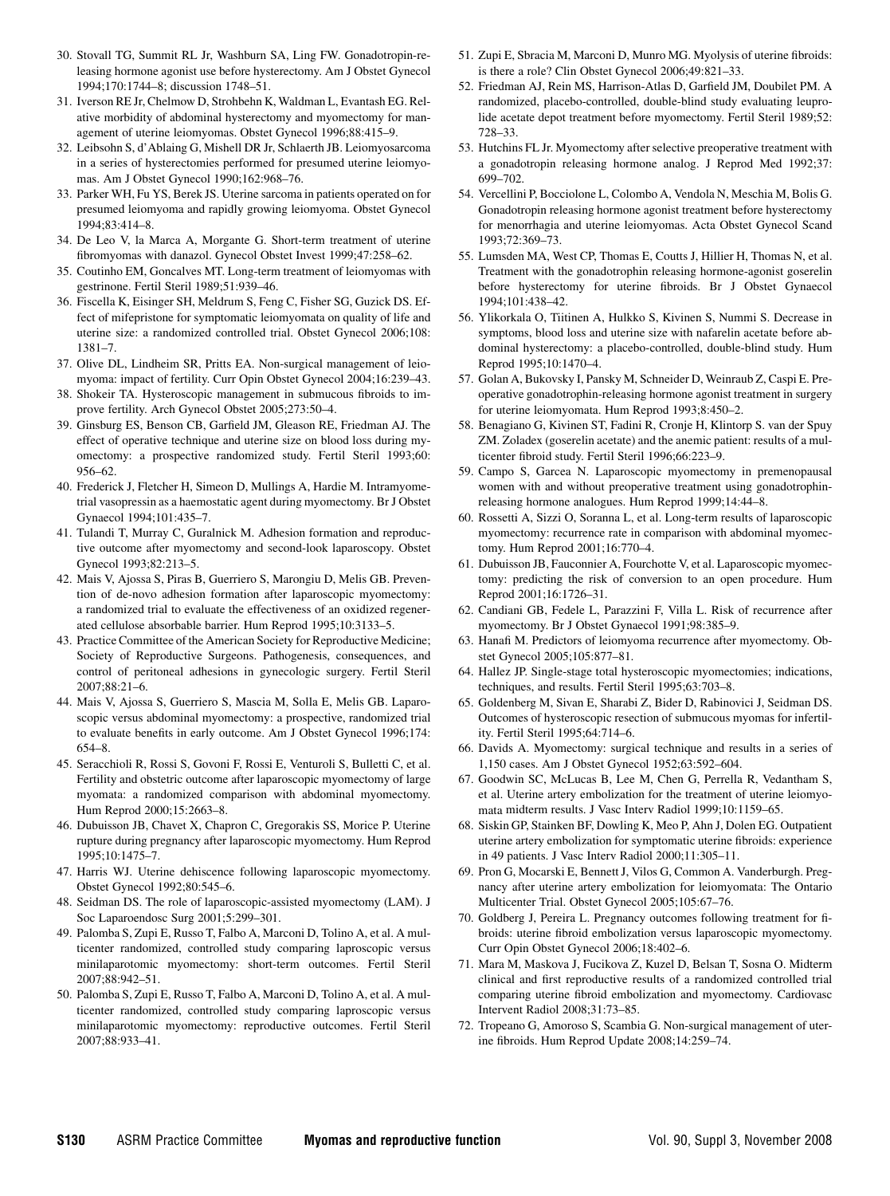30. Stovall TG, Summit RL Jr, Washburn SA, Ling FW. Gonadotropin-releasing hormone agonist use before hysterectomy. Am J Obstet Gynecol 1994;170:1744–8; discussion 1748–51.
31. Iverson RE Jr, Chelmow D, Strohbehn K, Waldman L, Evantash EG. Relative morbidity of abdominal hysterectomy and myomectomy for management of uterine leiomyomas. Obstet Gynecol 1996;88:415–9.
32. Leibsohn S, d'Ablaing G, Mishell DR Jr, Schlaerth JB. Leiomyosarcoma in a series of hysterectomies performed for presumed uterine leiomyomas. Am J Obstet Gynecol 1990;162:968–76.
33. Parker WH, Fu YS, Berek JS. Uterine sarcoma in patients operated on for presumed leiomyoma and rapidly growing leiomyoma. Obstet Gynecol 1994;83:414–8.
34. De Leo V, la Marca A, Morgante G. Short-term treatment of uterine fibromyomas with danazol. Gynecol Obstet Invest 1999;47:258–62.
35. Coutinho EM, Goncalves MT. Long-term treatment of leiomyomas with gestrinone. Fertil Steril 1989;51:939–46.
36. Fiscella K, Eisinger SH, Meldrum S, Feng C, Fisher SG, Guzick DS. Effect of mifepristone for symptomatic leiomyomata on quality of life and uterine size: a randomized controlled trial. Obstet Gynecol 2006;108: 1381–7.
37. Olive DL, Lindheim SR, Pritts EA. Non-surgical management of leiomyoma: impact of fertility. Curr Opin Obstet Gynecol 2004;16:239–43.
38. Shokeir TA. Hysteroscopic management in submucous fibroids to improve fertility. Arch Gynecol Obstet 2005;273:50–4.
39. Ginsburg ES, Benson CB, Garfield JM, Gleason RE, Friedman AJ. The effect of operative technique and uterine size on blood loss during myomectomy: a prospective randomized study. Fertil Steril 1993;60: 956–62.
40. Frederick J, Fletcher H, Simeon D, Mullings A, Hardie M. Intramyometrial vasopressin as a haemostatic agent during myomectomy. Br J Obstet Gynaecol 1994;101:435–7.
41. Tulandi T, Murray C, Guralnick M. Adhesion formation and reproductive outcome after myomectomy and second-look laparoscopy. Obstet Gynecol 1993;82:213–5.
42. Mais V, Ajossa S, Piras B, Guerriero S, Marongiu D, Melis GB. Prevention of de-novo adhesion formation after laparoscopic myomectomy: a randomized trial to evaluate the effectiveness of an oxidized regenerated cellulose absorbable barrier. Hum Reprod 1995;10:3133–5.
43. Practice Committee of the American Society for Reproductive Medicine; Society of Reproductive Surgeons. Pathogenesis, consequences, and control of peritoneal adhesions in gynecologic surgery. Fertil Steril 2007;88:21–6.
44. Mais V, Ajossa S, Guerriero S, Mascia M, Solla E, Melis GB. Laparoscopic versus abdominal myomectomy: a prospective, randomized trial to evaluate benefits in early outcome. Am J Obstet Gynecol 1996;174: 654–8.
45. Seracchioli R, Rossi S, Govoni F, Rossi E, Venturoli S, Bulletti C, et al. Fertility and obstetric outcome after laparoscopic myomectomy of large myomata: a randomized comparison with abdominal myomectomy. Hum Reprod 2000;15:2663–8.
46. Dubuisson JB, Chavet X, Chapron C, Gregorakis SS, Morice P. Uterine rupture during pregnancy after laparoscopic myomectomy. Hum Reprod 1995;10:1475–7.
47. Harris WJ. Uterine dehiscence following laparoscopic myomectomy. Obstet Gynecol 1992;80:545–6.
48. Seidman DS. The role of laparoscopic-assisted myomectomy (LAM). J Soc Laparoendosc Surg 2001;5:299–301.
49. Palomba S, Zupi E, Russo T, Falbo A, Marconi D, Tolino A, et al. A multicenter randomized, controlled study comparing laproscopic versus minilaparotomic myomectomy: short-term outcomes. Fertil Steril 2007;88:942–51.
50. Palomba S, Zupi E, Russo T, Falbo A, Marconi D, Tolino A, et al. A multicenter randomized, controlled study comparing laproscopic versus minilaparotomic myomectomy: reproductive outcomes. Fertil Steril 2007;88:933–41.
51. Zupi E, Sbracia M, Marconi D, Munro MG. Myolysis of uterine fibroids: is there a role? Clin Obstet Gynecol 2006;49:821–33.
52. Friedman AJ, Rein MS, Harrison-Atlas D, Garfield JM, Doubilet PM. A randomized, placebo-controlled, double-blind study evaluating leuprolide acetate depot treatment before myomectomy. Fertil Steril 1989;52: 728–33.
53. Hutchins FL Jr. Myomectomy after selective preoperative treatment with a gonadotropin releasing hormone analog. J Reprod Med 1992;37: 699–702.
54. Vercellini P, Bocciolone L, Colombo A, Vendola N, Meschia M, Bolis G. Gonadotropin releasing hormone agonist treatment before hysterectomy for menorrhagia and uterine leiomyomas. Acta Obstet Gynecol Scand 1993;72:369–73.
55. Lumsden MA, West CP, Thomas E, Coutts J, Hillier H, Thomas N, et al. Treatment with the gonadotrophin releasing hormone-agonist goserelin before hysterectomy for uterine fibroids. Br J Obstet Gynaecol 1994;101:438–42.
56. Ylikorkala O, Tiitinen A, Hulkko S, Kivinen S, Nummi S. Decrease in symptoms, blood loss and uterine size with nafarelin acetate before abdominal hysterectomy: a placebo-controlled, double-blind study. Hum Reprod 1995;10:1470–4.
57. Golan A, Bukovsky I, Pansky M, Schneider D, Weinraub Z, Caspi E. Preoperative gonadotrophin-releasing hormone agonist treatment in surgery for uterine leiomyomata. Hum Reprod 1993;8:450–2.
58. Benagiano G, Kivinen ST, Fadini R, Cronje H, Klintorp S. van der Spuy ZM. Zoladex (goserelin acetate) and the anemic patient: results of a multicenter fibroid study. Fertil Steril 1996;66:223–9.
59. Campo S, Garcea N. Laparoscopic myomectomy in premenopausal women with and without preoperative treatment using gonadotrophin-releasing hormone analogues. Hum Reprod 1999;14:44–8.
60. Rossetti A, Sizzi O, Soranna L, et al. Long-term results of laparoscopic myomectomy: recurrence rate in comparison with abdominal myomectomy. Hum Reprod 2001;16:770–4.
61. Dubuisson JB, Fauconnier A, Fourchotte V, et al. Laparoscopic myomectomy: predicting the risk of conversion to an open procedure. Hum Reprod 2001;16:1726–31.
62. Candiani GB, Fedele L, Parazzini F, Villa L. Risk of recurrence after myomectomy. Br J Obstet Gynaecol 1991;98:385–9.
63. Hanafi M. Predictors of leiomyoma recurrence after myomectomy. Obstet Gynecol 2005;105:877–81.
64. Hallez JP. Single-stage total hysteroscopic myomectomies; indications, techniques, and results. Fertil Steril 1995;63:703–8.
65. Goldenberg M, Sivan E, Sharabi Z, Bider D, Rabinovici J, Seidman DS. Outcomes of hysteroscopic resection of submucous myomas for infertility. Fertil Steril 1995;64:714–6.
66. Davids A. Myomectomy: surgical technique and results in a series of 1,150 cases. Am J Obstet Gynecol 1952;63:592–604.
67. Goodwin SC, McLucas B, Lee M, Chen G, Perrella R, Vedantham S, et al. Uterine artery embolization for the treatment of uterine leiomyomata midterm results. J Vasc Interv Radiol 1999;10:1159–65.
68. Siskin GP, Stainken BF, Dowling K, Meo P, Ahn J, Dolen EG. Outpatient uterine artery embolization for symptomatic uterine fibroids: experience in 49 patients. J Vasc Interv Radiol 2000;11:305–11.
69. Pron G, Mocarski E, Bennett J, Vilos G, Common A. Vanderburgh. Pregnancy after uterine artery embolization for leiomyomata: The Ontario Multicenter Trial. Obstet Gynecol 2005;105:67–76.
70. Goldberg J, Pereira L. Pregnancy outcomes following treatment for fibroids: uterine fibroid embolization versus laparoscopic myomectomy. Curr Opin Obstet Gynecol 2006;18:402–6.
71. Mara M, Maskova J, Fucikova Z, Kuzel D, Belsan T, Sosna O. Midterm clinical and first reproductive results of a randomized controlled trial comparing uterine fibroid embolization and myomectomy. Cardiovasc Intervent Radiol 2008;31:73–85.
72. Tropeano G, Amoroso S, Scambia G. Non-surgical management of uterine fibroids. Hum Reprod Update 2008;14:259–74.